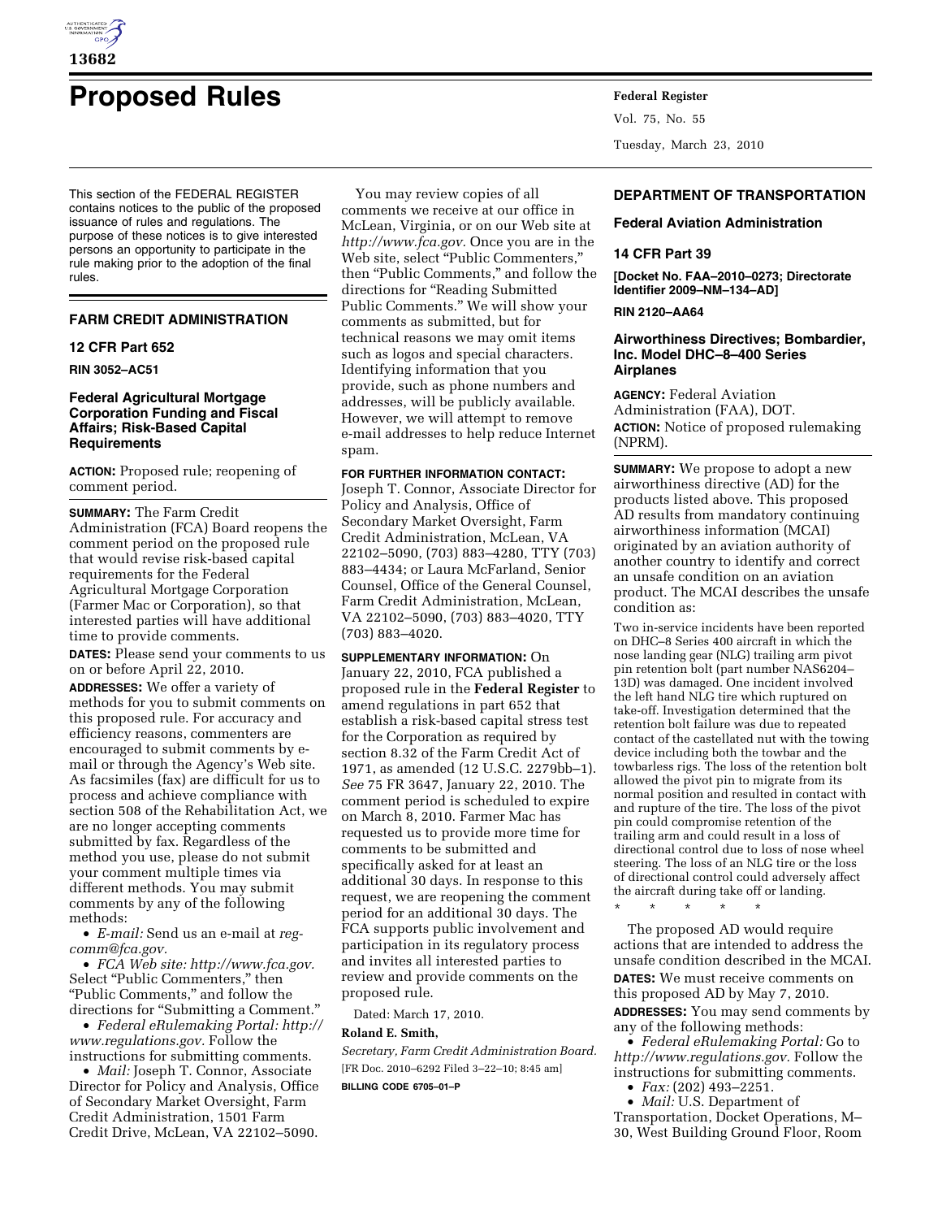# Proposed Rules

This section of the FEDERAL REGISTER contains notices to the public of the proposed issuance of rules and regulations. The purpose of these notices is to give interested persons an opportunity to participate in the rule making prior to the adoption of the final rules.

## FARM CREDIT ADMINISTRATION

### 12 CFR Part 652

**RIN 3052–AC51**

### Federal Agricultural Mortgage Corporation Funding and Fiscal Affairs; Risk-Based Capital Requirements

**ACTION:** Proposed rule; reopening of comment period.

**SUMMARY:** The Farm Credit Administration (FCA) Board reopens the comment period on the proposed rule that would revise risk-based capital requirements for the Federal Agricultural Mortgage Corporation (Farmer Mac or Corporation), so that interested parties will have additional time to provide comments.

**DATES:** Please send your comments to us on or before April 22, 2010.

**ADDRESSES:** We offer a variety of methods for you to submit comments on this proposed rule. For accuracy and efficiency reasons, commenters are encouraged to submit comments by e-mail or through the Agency's Web site. As facsimiles (fax) are difficult for us to process and achieve compliance with section 508 of the Rehabilitation Act, we are no longer accepting comments submitted by fax. Regardless of the method you use, please do not submit your comment multiple times via different methods. You may submit comments by any of the following methods:

- *E-mail:* Send us an e-mail at *reg-comm@fca.gov.*
- *FCA Web site: http://www.fca.gov.* Select "Public Commenters," then "Public Comments," and follow the directions for "Submitting a Comment."
- *Federal eRulemaking Portal: http://www.regulations.gov.* Follow the instructions for submitting comments.
- *Mail:* Joseph T. Connor, Associate Director for Policy and Analysis, Office of Secondary Market Oversight, Farm Credit Administration, 1501 Farm Credit Drive, McLean, VA 22102–5090.

You may review copies of all comments we receive at our office in McLean, Virginia, or on our Web site at *http://www.fca.gov.* Once you are in the Web site, select "Public Commenters," then "Public Comments," and follow the directions for "Reading Submitted Public Comments." We will show your comments as submitted, but for technical reasons we may omit items such as logos and special characters. Identifying information that you provide, such as phone numbers and addresses, will be publicly available. However, we will attempt to remove e-mail addresses to help reduce Internet spam.

**FOR FURTHER INFORMATION CONTACT:** Joseph T. Connor, Associate Director for Policy and Analysis, Office of Secondary Market Oversight, Farm Credit Administration, McLean, VA 22102–5090, (703) 883–4280, TTY (703) 883–4434; or Laura McFarland, Senior Counsel, Office of the General Counsel, Farm Credit Administration, McLean, VA 22102–5090, (703) 883–4020, TTY (703) 883–4020.

**SUPPLEMENTARY INFORMATION:** On January 22, 2010, FCA published a proposed rule in the **Federal Register** to amend regulations in part 652 that establish a risk-based capital stress test for the Corporation as required by section 8.32 of the Farm Credit Act of 1971, as amended (12 U.S.C. 2279bb–1). *See* 75 FR 3647, January 22, 2010. The comment period is scheduled to expire on March 8, 2010. Farmer Mac has requested us to provide more time for comments to be submitted and specifically asked for at least an additional 30 days. In response to this request, we are reopening the comment period for an additional 30 days. The FCA supports public involvement and participation in its regulatory process and invites all interested parties to review and provide comments on the proposed rule.

Dated: March 17, 2010.

**Roland E. Smith,**

*Secretary, Farm Credit Administration Board.*

[FR Doc. 2010–6292 Filed 3–22–10; 8:45 am]

**BILLING CODE 6705–01–P**

## DEPARTMENT OF TRANSPORTATION

### Federal Aviation Administration

### 14 CFR Part 39

**[Docket No. FAA–2010–0273; Directorate Identifier 2009–NM–134–AD]**

**RIN 2120–AA64**

### Airworthiness Directives; Bombardier, Inc. Model DHC–8–400 Series Airplanes

**AGENCY:** Federal Aviation Administration (FAA), DOT.

**ACTION:** Notice of proposed rulemaking (NPRM).

**SUMMARY:** We propose to adopt a new airworthiness directive (AD) for the products listed above. This proposed AD results from mandatory continuing airworthiness information (MCAI) originated by an aviation authority of another country to identify and correct an unsafe condition on an aviation product. The MCAI describes the unsafe condition as:

> Two in-service incidents have been reported on DHC–8 Series 400 aircraft in which the nose landing gear (NLG) trailing arm pivot pin retention bolt (part number NAS6204–13D) was damaged. One incident involved the left hand NLG tire which ruptured on take-off. Investigation determined that the retention bolt failure was due to repeated contact of the castellated nut with the towing device including both the towbar and the towbarless rigs. The loss of the retention bolt allowed the pivot pin to migrate from its normal position and resulted in contact with and rupture of the tire. The loss of the pivot pin could compromise retention of the trailing arm and could result in a loss of directional control due to loss of nose wheel steering. The loss of an NLG tire or the loss of directional control could adversely affect the aircraft during take off or landing.
>
> \* \* \* \* \*

The proposed AD would require actions that are intended to address the unsafe condition described in the MCAI.

**DATES:** We must receive comments on this proposed AD by May 7, 2010.

**ADDRESSES:** You may send comments by any of the following methods:

- *Federal eRulemaking Portal:* Go to *http://www.regulations.gov.* Follow the instructions for submitting comments.
- *Fax:* (202) 493–2251.
- *Mail:* U.S. Department of Transportation, Docket Operations, M–30, West Building Ground Floor, Room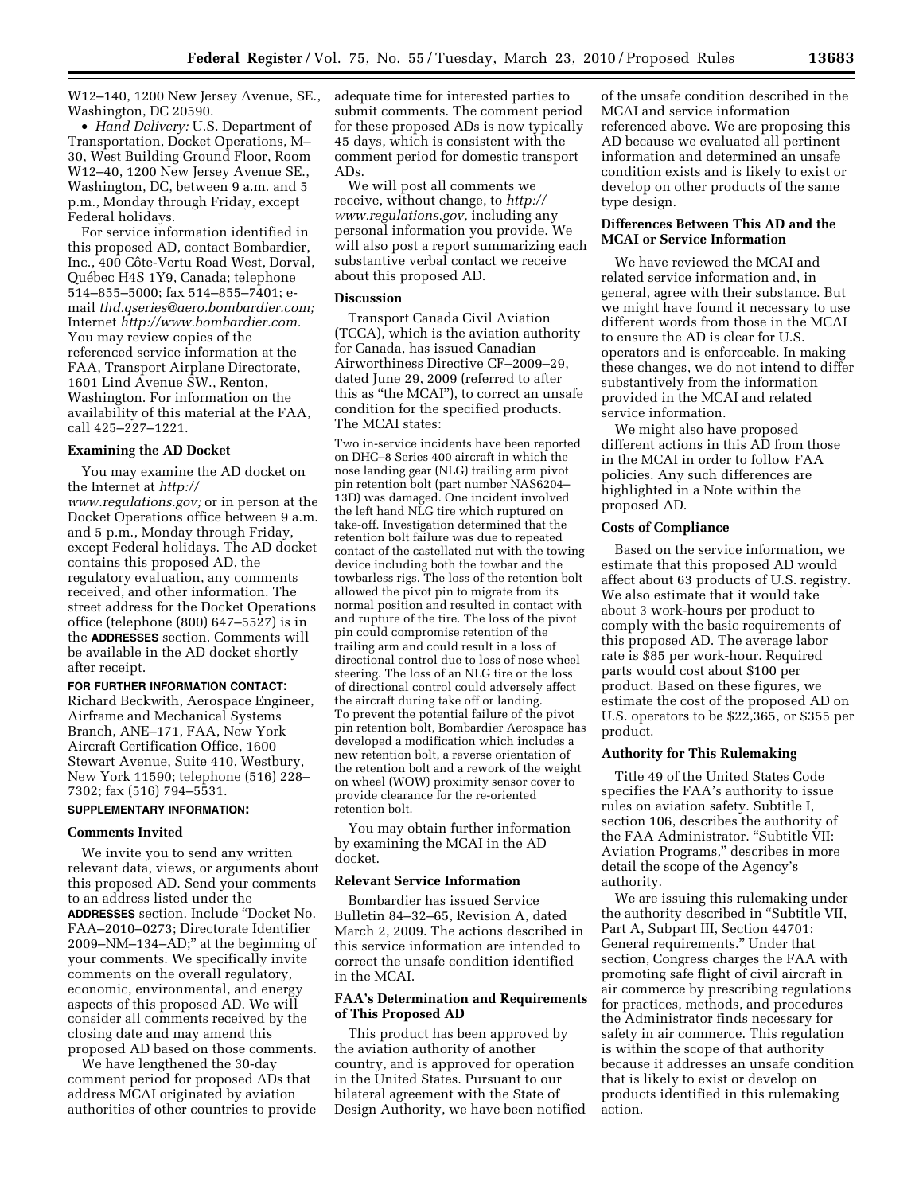W12–140, 1200 New Jersey Avenue, SE., Washington, DC 20590.

- *Hand Delivery:* U.S. Department of Transportation, Docket Operations, M–30, West Building Ground Floor, Room W12–40, 1200 New Jersey Avenue SE., Washington, DC, between 9 a.m. and 5 p.m., Monday through Friday, except Federal holidays.

For service information identified in this proposed AD, contact Bombardier, Inc., 400 Côte-Vertu Road West, Dorval, Québec H4S 1Y9, Canada; telephone 514–855–5000; fax 514–855–7401; e-mail *thd.qseries@aero.bombardier.com;* Internet *http://www.bombardier.com.* You may review copies of the referenced service information at the FAA, Transport Airplane Directorate, 1601 Lind Avenue SW., Renton, Washington. For information on the availability of this material at the FAA, call 425–227–1221.

**Examining the AD Docket**

You may examine the AD docket on the Internet at *http://www.regulations.gov;* or in person at the Docket Operations office between 9 a.m. and 5 p.m., Monday through Friday, except Federal holidays. The AD docket contains this proposed AD, the regulatory evaluation, any comments received, and other information. The street address for the Docket Operations office (telephone (800) 647–5527) is in the **ADDRESSES** section. Comments will be available in the AD docket shortly after receipt.

**FOR FURTHER INFORMATION CONTACT:** Richard Beckwith, Aerospace Engineer, Airframe and Mechanical Systems Branch, ANE–171, FAA, New York Aircraft Certification Office, 1600 Stewart Avenue, Suite 410, Westbury, New York 11590; telephone (516) 228–7302; fax (516) 794–5531.

**SUPPLEMENTARY INFORMATION:**

**Comments Invited**

We invite you to send any written relevant data, views, or arguments about this proposed AD. Send your comments to an address listed under the **ADDRESSES** section. Include "Docket No. FAA–2010–0273; Directorate Identifier 2009–NM–134–AD;" at the beginning of your comments. We specifically invite comments on the overall regulatory, economic, environmental, and energy aspects of this proposed AD. We will consider all comments received by the closing date and may amend this proposed AD based on those comments.

We have lengthened the 30-day comment period for proposed ADs that address MCAI originated by aviation authorities of other countries to provide adequate time for interested parties to submit comments. The comment period for these proposed ADs is now typically 45 days, which is consistent with the comment period for domestic transport ADs.

We will post all comments we receive, without change, to *http://www.regulations.gov,* including any personal information you provide. We will also post a report summarizing each substantive verbal contact we receive about this proposed AD.

**Discussion**

Transport Canada Civil Aviation (TCCA), which is the aviation authority for Canada, has issued Canadian Airworthiness Directive CF–2009–29, dated June 29, 2009 (referred to after this as "the MCAI"), to correct an unsafe condition for the specified products. The MCAI states:

> Two in-service incidents have been reported on DHC–8 Series 400 aircraft in which the nose landing gear (NLG) trailing arm pivot pin retention bolt (part number NAS6204–13D) was damaged. One incident involved the left hand NLG tire which ruptured on take-off. Investigation determined that the retention bolt failure was due to repeated contact of the castellated nut with the towing device including both the towbar and the towbarless rigs. The loss of the retention bolt allowed the pivot pin to migrate from its normal position and resulted in contact with and rupture of the tire. The loss of the pivot pin could compromise retention of the trailing arm and could result in a loss of directional control due to loss of nose wheel steering. The loss of an NLG tire or the loss of directional control could adversely affect the aircraft during take off or landing.
>
> To prevent the potential failure of the pivot pin retention bolt, Bombardier Aerospace has developed a modification which includes a new retention bolt, a reverse orientation of the retention bolt and a rework of the weight on wheel (WOW) proximity sensor cover to provide clearance for the re-oriented retention bolt.

You may obtain further information by examining the MCAI in the AD docket.

**Relevant Service Information**

Bombardier has issued Service Bulletin 84–32–65, Revision A, dated March 2, 2009. The actions described in this service information are intended to correct the unsafe condition identified in the MCAI.

**FAA's Determination and Requirements of This Proposed AD**

This product has been approved by the aviation authority of another country, and is approved for operation in the United States. Pursuant to our bilateral agreement with the State of Design Authority, we have been notified of the unsafe condition described in the MCAI and service information referenced above. We are proposing this AD because we evaluated all pertinent information and determined an unsafe condition exists and is likely to exist or develop on other products of the same type design.

**Differences Between This AD and the MCAI or Service Information**

We have reviewed the MCAI and related service information and, in general, agree with their substance. But we might have found it necessary to use different words from those in the MCAI to ensure the AD is clear for U.S. operators and is enforceable. In making these changes, we do not intend to differ substantively from the information provided in the MCAI and related service information.

We might also have proposed different actions in this AD from those in the MCAI in order to follow FAA policies. Any such differences are highlighted in a Note within the proposed AD.

**Costs of Compliance**

Based on the service information, we estimate that this proposed AD would affect about 63 products of U.S. registry. We also estimate that it would take about 3 work-hours per product to comply with the basic requirements of this proposed AD. The average labor rate is $85 per work-hour. Required parts would cost about $100 per product. Based on these figures, we estimate the cost of the proposed AD on U.S. operators to be $22,365, or $355 per product.

**Authority for This Rulemaking**

Title 49 of the United States Code specifies the FAA's authority to issue rules on aviation safety. Subtitle I, section 106, describes the authority of the FAA Administrator. "Subtitle VII: Aviation Programs," describes in more detail the scope of the Agency's authority.

We are issuing this rulemaking under the authority described in "Subtitle VII, Part A, Subpart III, Section 44701: General requirements." Under that section, Congress charges the FAA with promoting safe flight of civil aircraft in air commerce by prescribing regulations for practices, methods, and procedures the Administrator finds necessary for safety in air commerce. This regulation is within the scope of that authority because it addresses an unsafe condition that is likely to exist or develop on products identified in this rulemaking action.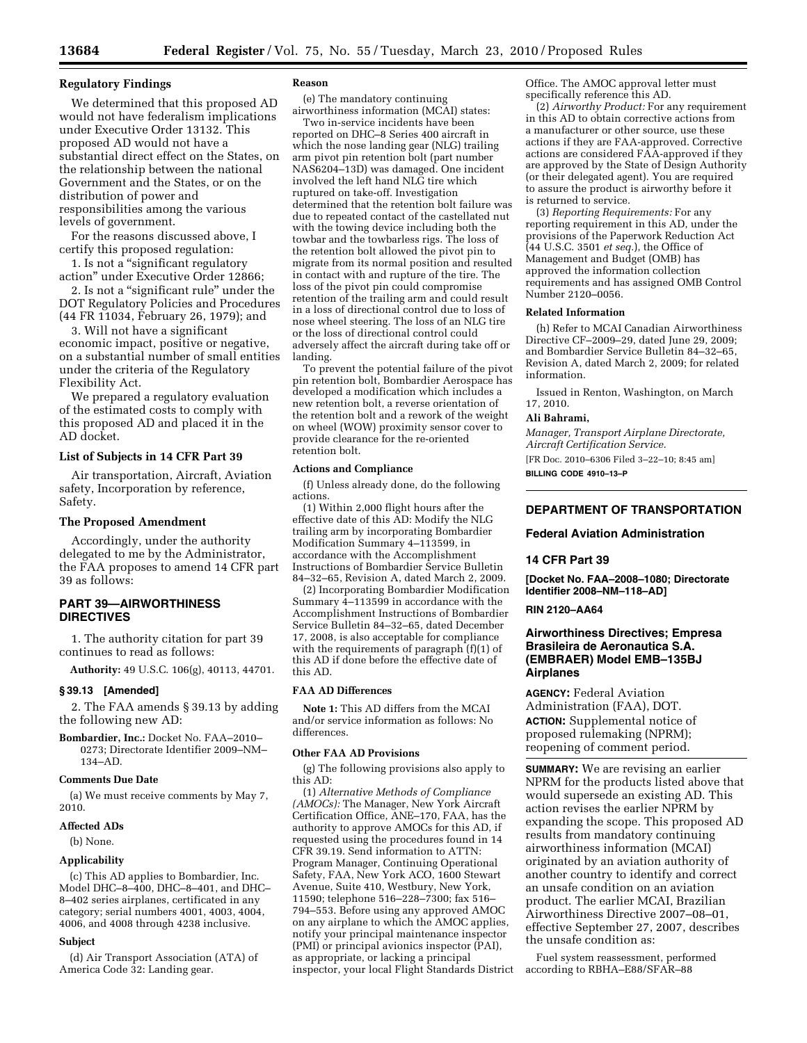## Regulatory Findings

We determined that this proposed AD would not have federalism implications under Executive Order 13132. This proposed AD would not have a substantial direct effect on the States, on the relationship between the national Government and the States, or on the distribution of power and responsibilities among the various levels of government.

For the reasons discussed above, I certify this proposed regulation:

1. Is not a "significant regulatory action" under Executive Order 12866;

2. Is not a "significant rule" under the DOT Regulatory Policies and Procedures (44 FR 11034, February 26, 1979); and

3. Will not have a significant economic impact, positive or negative, on a substantial number of small entities under the criteria of the Regulatory Flexibility Act.

We prepared a regulatory evaluation of the estimated costs to comply with this proposed AD and placed it in the AD docket.

## List of Subjects in 14 CFR Part 39

Air transportation, Aircraft, Aviation safety, Incorporation by reference, Safety.

## The Proposed Amendment

Accordingly, under the authority delegated to me by the Administrator, the FAA proposes to amend 14 CFR part 39 as follows:

## PART 39—AIRWORTHINESS DIRECTIVES

1. The authority citation for part 39 continues to read as follows:

**Authority:** 49 U.S.C. 106(g), 40113, 44701.

### § 39.13 [Amended]

2. The FAA amends § 39.13 by adding the following new AD:

**Bombardier, Inc.:** Docket No. FAA–2010–0273; Directorate Identifier 2009–NM–134–AD.

#### Comments Due Date

(a) We must receive comments by May 7, 2010.

#### Affected ADs

(b) None.

#### Applicability

(c) This AD applies to Bombardier, Inc. Model DHC–8–400, DHC–8–401, and DHC–8–402 series airplanes, certificated in any category; serial numbers 4001, 4003, 4004, 4006, and 4008 through 4238 inclusive.

#### Subject

(d) Air Transport Association (ATA) of America Code 32: Landing gear.

#### Reason

(e) The mandatory continuing airworthiness information (MCAI) states:

Two in-service incidents have been reported on DHC–8 Series 400 aircraft in which the nose landing gear (NLG) trailing arm pivot pin retention bolt (part number NAS6204–13D) was damaged. One incident involved the left hand NLG tire which ruptured on take-off. Investigation determined that the retention bolt failure was due to repeated contact of the castellated nut with the towing device including both the towbar and the towbarless rigs. The loss of the retention bolt allowed the pivot pin to migrate from its normal position and resulted in contact with and rupture of the tire. The loss of the pivot pin could compromise retention of the trailing arm and could result in a loss of directional control due to loss of nose wheel steering. The loss of an NLG tire or the loss of directional control could adversely affect the aircraft during take off or landing.

To prevent the potential failure of the pivot pin retention bolt, Bombardier Aerospace has developed a modification which includes a new retention bolt, a reverse orientation of the retention bolt and a rework of the weight on wheel (WOW) proximity sensor cover to provide clearance for the re-oriented retention bolt.

#### Actions and Compliance

(f) Unless already done, do the following actions.

(1) Within 2,000 flight hours after the effective date of this AD: Modify the NLG trailing arm by incorporating Bombardier Modification Summary 4–113599, in accordance with the Accomplishment Instructions of Bombardier Service Bulletin 84–32–65, Revision A, dated March 2, 2009.

(2) Incorporating Bombardier Modification Summary 4–113599 in accordance with the Accomplishment Instructions of Bombardier Service Bulletin 84–32–65, dated December 17, 2008, is also acceptable for compliance with the requirements of paragraph (f)(1) of this AD if done before the effective date of this AD.

#### FAA AD Differences

**Note 1:** This AD differs from the MCAI and/or service information as follows: No differences.

#### Other FAA AD Provisions

(g) The following provisions also apply to this AD:

(1) *Alternative Methods of Compliance (AMOCs):* The Manager, New York Aircraft Certification Office, ANE–170, FAA, has the authority to approve AMOCs for this AD, if requested using the procedures found in 14 CFR 39.19. Send information to ATTN: Program Manager, Continuing Operational Safety, FAA, New York ACO, 1600 Stewart Avenue, Suite 410, Westbury, New York, 11590; telephone 516–228–7300; fax 516–794–553. Before using any approved AMOC on any airplane to which the AMOC applies, notify your principal maintenance inspector (PMI) or principal avionics inspector (PAI), as appropriate, or lacking a principal inspector, your local Flight Standards District Office. The AMOC approval letter must specifically reference this AD.

(2) *Airworthy Product:* For any requirement in this AD to obtain corrective actions from a manufacturer or other source, use these actions if they are FAA-approved. Corrective actions are considered FAA-approved if they are approved by the State of Design Authority (or their delegated agent). You are required to assure the product is airworthy before it is returned to service.

(3) *Reporting Requirements:* For any reporting requirement in this AD, under the provisions of the Paperwork Reduction Act (44 U.S.C. 3501 *et seq.*), the Office of Management and Budget (OMB) has approved the information collection requirements and has assigned OMB Control Number 2120–0056.

#### Related Information

(h) Refer to MCAI Canadian Airworthiness Directive CF–2009–29, dated June 29, 2009; and Bombardier Service Bulletin 84–32–65, Revision A, dated March 2, 2009; for related information.

Issued in Renton, Washington, on March 17, 2010.

**Ali Bahrami,**

*Manager, Transport Airplane Directorate, Aircraft Certification Service.*

[FR Doc. 2010–6306 Filed 3–22–10; 8:45 am]

**BILLING CODE 4910–13–P**

---

## DEPARTMENT OF TRANSPORTATION

## Federal Aviation Administration

## 14 CFR Part 39

**[Docket No. FAA–2008–1080; Directorate Identifier 2008–NM–118–AD]**

**RIN 2120–AA64**

## Airworthiness Directives; Empresa Brasileira de Aeronautica S.A. (EMBRAER) Model EMB–135BJ Airplanes

**AGENCY:** Federal Aviation Administration (FAA), DOT.

**ACTION:** Supplemental notice of proposed rulemaking (NPRM); reopening of comment period.

**SUMMARY:** We are revising an earlier NPRM for the products listed above that would supersede an existing AD. This action revises the earlier NPRM by expanding the scope. This proposed AD results from mandatory continuing airworthiness information (MCAI) originated by an aviation authority of another country to identify and correct an unsafe condition on an aviation product. The earlier MCAI, Brazilian Airworthiness Directive 2007–08–01, effective September 27, 2007, describes the unsafe condition as:

Fuel system reassessment, performed according to RBHA–E88/SFAR–88